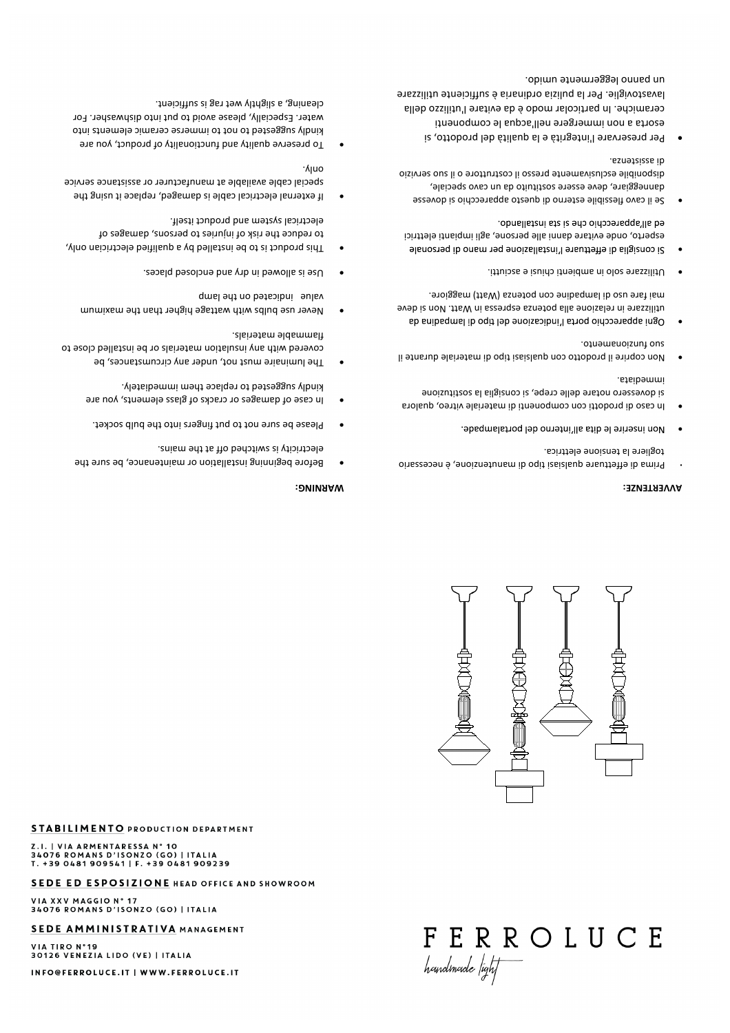FERROLUCE

*handmade light*

**STABILIMENTO** PRODUCTION DEPARTMENT

Z.I. | VIA ARMENTARESSA N° 10
34076 ROMANS D'ISONZO (GO) | ITALIA
T. +39 0481 909541 | F. +39 0481 909239

**SEDE ED ESPOSIZIONE** HEAD OFFICE AND SHOWROOM

VIA XXV MAGGIO N° 17
34076 ROMANS D'ISONZO (GO) | ITALIA

**SEDE AMMINISTRATIVA** MANAGEMENT

VIA TIRO N°19
30126 VENEZIA LIDO (VE) | ITALIA

INFO@FERROLUCE.IT | WWW.FERROLUCE.IT

**AVVERTENZE:**

- Prima di effettuare qualsiasi tipo di manutenzione, è necessario togliere la tensione elettrica.
- Non inserire le dita all'interno del portalampade.
- In caso di prodotti con componenti di materiale vitreo, qualora si dovessero notare delle crepe, si consiglia la sostituzione immediata.
- Non coprire il prodotto con qualsiasi tipo di materiale durante il suo funzionamento.
- Ogni apparecchio porta l'indicazione del tipo di lampadina da utilizzare in relazione alla potenza espressa in Watt. Non si deve mai fare uso di lampadine con potenza (Watt) maggiore.
- Utilizzare solo in ambienti chiusi e asciutti.
- Si consiglia di effettuare l'installazione per mano di personale esperto, onde evitare danni alle persone, agli impianti elettrici ed all'apparecchio che si sta installando.
- Se il cavo flessibile esterno di questo apparecchio si dovesse danneggiare, deve essere sostituito da un cavo speciale, disponibile esclusivamente presso il costruttore o il suo servizio di assistenza.
- Per preservare l'integrità e la qualità del prodotto, si esorta a non immergere nell'acqua le componenti ceramiche. In particolar modo è da evitare l'utilizzo della lavastoviglie. Per la pulizia ordinaria è sufficiente utilizzare un panno leggermente umido.

**WARNING:**

- Before beginning installation or maintenance, be sure the electricity is switched off at the mains.
- Please be sure not to put fingers into the bulb socket.
- In case of damages or cracks of glass elements, you are kindly suggested to replace them immediately.
- The luminaire must not, under any circumstances, be covered with any insulation materials or be installed close to flammable materials.
- Never use bulbs with wattage higher than the maximum value indicated on the lamp
- Use is allowed in dry and enclosed places.
- This product is to be installed by a qualified electrician only, to reduce the risk of injuries to persons, damages of electrical system and product itself.
- If external electrical cable is damaged, replace it using the special cable available at manufacturer or assistance service only.
- To preserve quality and functionality of product, you are kindly suggested to not to immerse ceramic elements into water. Especially, please avoid to put into dishwasher. For cleaning, a slightly wet rag is sufficient.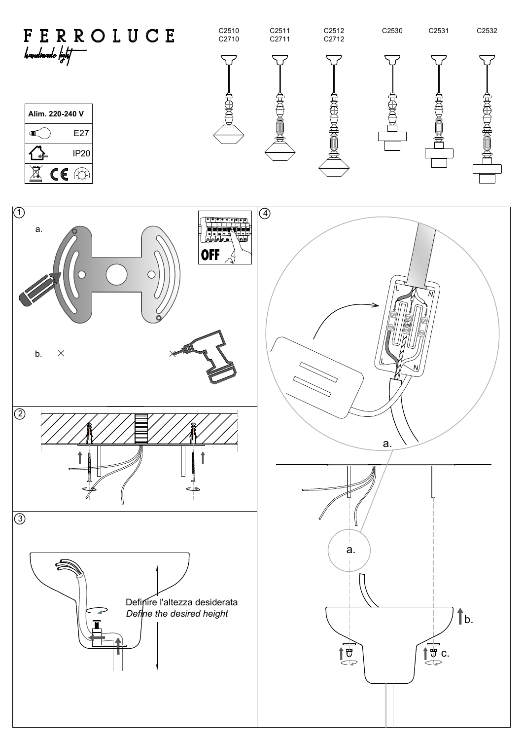# FERROLUCE

*handmade light*

| | |
|---|---|
| **Alim. 220-240 V** | |
| | E27 |
| | IP20 |

C2510 C2710

C2511 C2711

C2512 C2712

C2530

C2531

C2532

①

a.

OFF

b.

②

③

Definire l'altezza desiderata

*Define the desired height*

④

L N

L N

a.

a.

b.

c.